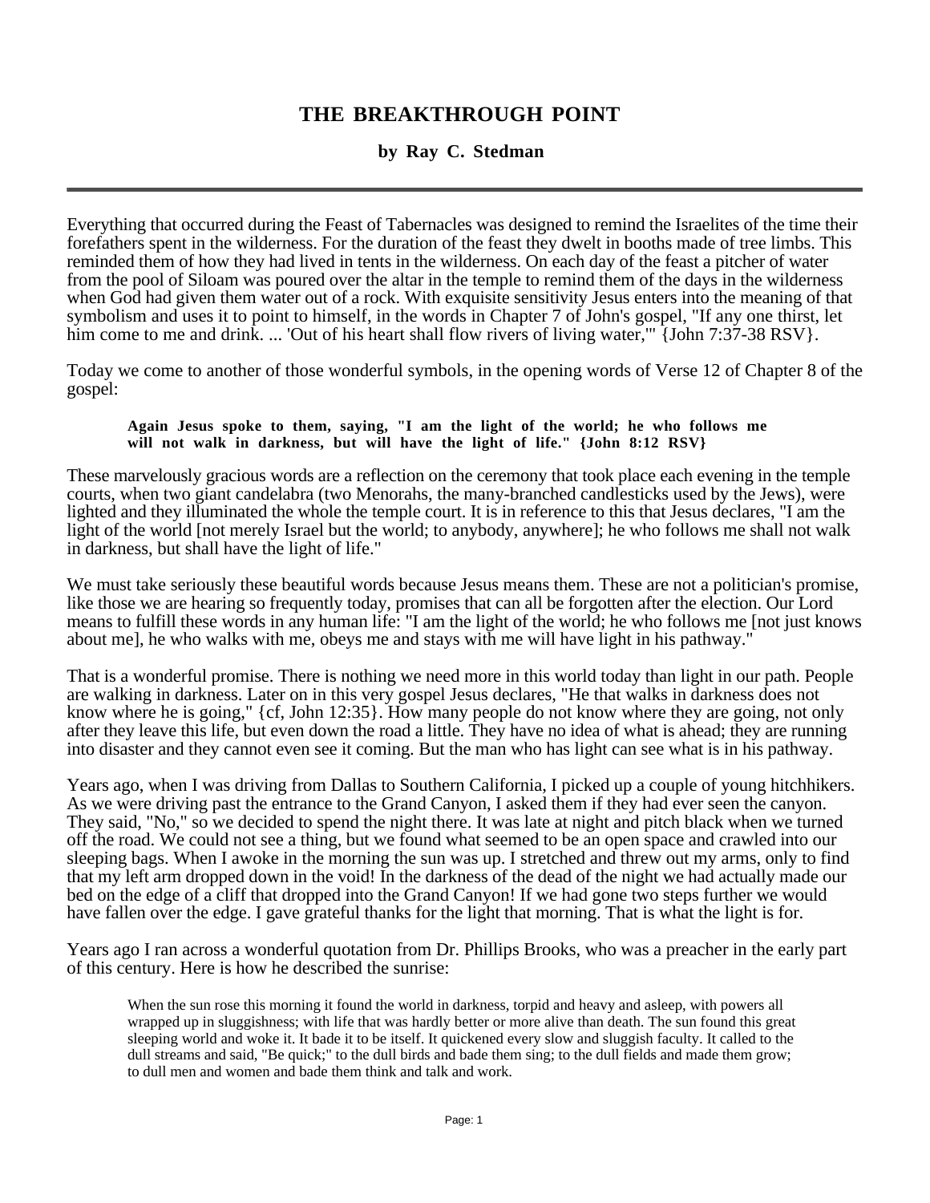# THE BREAKTHROUGH POINT

### by Ray C. Stedman

---

Everything that occurred during the Feast of Tabernacles was designed to remind the Israelites of the time their forefathers spent in the wilderness. For the duration of the feast they dwelt in booths made of tree limbs. This reminded them of how they had lived in tents in the wilderness. On each day of the feast a pitcher of water from the pool of Siloam was poured over the altar in the temple to remind them of the days in the wilderness when God had given them water out of a rock. With exquisite sensitivity Jesus enters into the meaning of that symbolism and uses it to point to himself, in the words in Chapter 7 of John's gospel, "If any one thirst, let him come to me and drink. ... 'Out of his heart shall flow rivers of living water,'" {John 7:37-38 RSV}.

Today we come to another of those wonderful symbols, in the opening words of Verse 12 of Chapter 8 of the gospel:

> **Again Jesus spoke to them, saying, "I am the light of the world; he who follows me will not walk in darkness, but will have the light of life." {John 8:12 RSV}**

These marvelously gracious words are a reflection on the ceremony that took place each evening in the temple courts, when two giant candelabra (two Menorahs, the many-branched candlesticks used by the Jews), were lighted and they illuminated the whole the temple court. It is in reference to this that Jesus declares, "I am the light of the world [not merely Israel but the world; to anybody, anywhere]; he who follows me shall not walk in darkness, but shall have the light of life."

We must take seriously these beautiful words because Jesus means them. These are not a politician's promise, like those we are hearing so frequently today, promises that can all be forgotten after the election. Our Lord means to fulfill these words in any human life: "I am the light of the world; he who follows me [not just knows about me], he who walks with me, obeys me and stays with me will have light in his pathway."

That is a wonderful promise. There is nothing we need more in this world today than light in our path. People are walking in darkness. Later on in this very gospel Jesus declares, "He that walks in darkness does not know where he is going," {cf, John 12:35}. How many people do not know where they are going, not only after they leave this life, but even down the road a little. They have no idea of what is ahead; they are running into disaster and they cannot even see it coming. But the man who has light can see what is in his pathway.

Years ago, when I was driving from Dallas to Southern California, I picked up a couple of young hitchhikers. As we were driving past the entrance to the Grand Canyon, I asked them if they had ever seen the canyon. They said, "No," so we decided to spend the night there. It was late at night and pitch black when we turned off the road. We could not see a thing, but we found what seemed to be an open space and crawled into our sleeping bags. When I awoke in the morning the sun was up. I stretched and threw out my arms, only to find that my left arm dropped down in the void! In the darkness of the dead of the night we had actually made our bed on the edge of a cliff that dropped into the Grand Canyon! If we had gone two steps further we would have fallen over the edge. I gave grateful thanks for the light that morning. That is what the light is for.

Years ago I ran across a wonderful quotation from Dr. Phillips Brooks, who was a preacher in the early part of this century. Here is how he described the sunrise:

> When the sun rose this morning it found the world in darkness, torpid and heavy and asleep, with powers all wrapped up in sluggishness; with life that was hardly better or more alive than death. The sun found this great sleeping world and woke it. It bade it to be itself. It quickened every slow and sluggish faculty. It called to the dull streams and said, "Be quick;" to the dull birds and bade them sing; to the dull fields and made them grow; to dull men and women and bade them think and talk and work.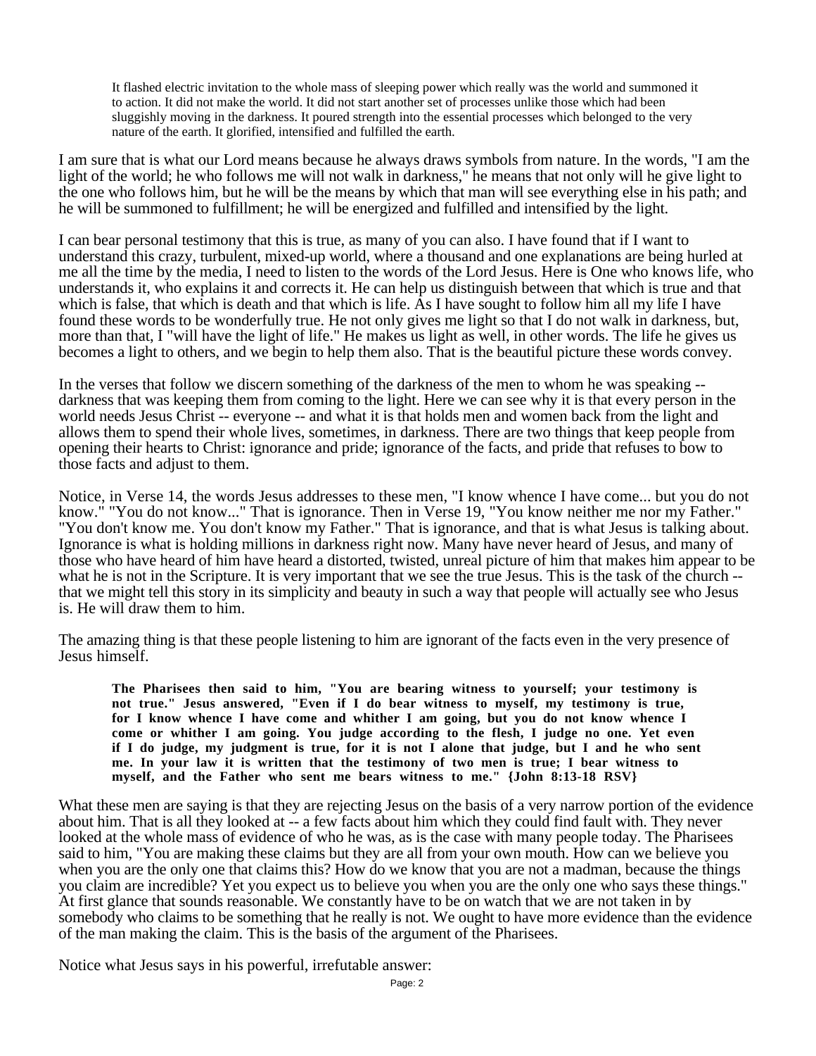> It flashed electric invitation to the whole mass of sleeping power which really was the world and summoned it to action. It did not make the world. It did not start another set of processes unlike those which had been sluggishly moving in the darkness. It poured strength into the essential processes which belonged to the very nature of the earth. It glorified, intensified and fulfilled the earth.

I am sure that is what our Lord means because he always draws symbols from nature. In the words, "I am the light of the world; he who follows me will not walk in darkness," he means that not only will he give light to the one who follows him, but he will be the means by which that man will see everything else in his path; and he will be summoned to fulfillment; he will be energized and fulfilled and intensified by the light.

I can bear personal testimony that this is true, as many of you can also. I have found that if I want to understand this crazy, turbulent, mixed-up world, where a thousand and one explanations are being hurled at me all the time by the media, I need to listen to the words of the Lord Jesus. Here is One who knows life, who understands it, who explains it and corrects it. He can help us distinguish between that which is true and that which is false, that which is death and that which is life. As I have sought to follow him all my life I have found these words to be wonderfully true. He not only gives me light so that I do not walk in darkness, but, more than that, I "will have the light of life." He makes us light as well, in other words. The life he gives us becomes a light to others, and we begin to help them also. That is the beautiful picture these words convey.

In the verses that follow we discern something of the darkness of the men to whom he was speaking -- darkness that was keeping them from coming to the light. Here we can see why it is that every person in the world needs Jesus Christ -- everyone -- and what it is that holds men and women back from the light and allows them to spend their whole lives, sometimes, in darkness. There are two things that keep people from opening their hearts to Christ: ignorance and pride; ignorance of the facts, and pride that refuses to bow to those facts and adjust to them.

Notice, in Verse 14, the words Jesus addresses to these men, "I know whence I have come... but you do not know." "You do not know..." That is ignorance. Then in Verse 19, "You know neither me nor my Father." "You don't know me. You don't know my Father." That is ignorance, and that is what Jesus is talking about. Ignorance is what is holding millions in darkness right now. Many have never heard of Jesus, and many of those who have heard of him have heard a distorted, twisted, unreal picture of him that makes him appear to be what he is not in the Scripture. It is very important that we see the true Jesus. This is the task of the church -- that we might tell this story in its simplicity and beauty in such a way that people will actually see who Jesus is. He will draw them to him.

The amazing thing is that these people listening to him are ignorant of the facts even in the very presence of Jesus himself.

> **The Pharisees then said to him, "You are bearing witness to yourself; your testimony is not true." Jesus answered, "Even if I do bear witness to myself, my testimony is true, for I know whence I have come and whither I am going, but you do not know whence I come or whither I am going. You judge according to the flesh, I judge no one. Yet even if I do judge, my judgment is true, for it is not I alone that judge, but I and he who sent me. In your law it is written that the testimony of two men is true; I bear witness to myself, and the Father who sent me bears witness to me." {John 8:13-18 RSV}**

What these men are saying is that they are rejecting Jesus on the basis of a very narrow portion of the evidence about him. That is all they looked at -- a few facts about him which they could find fault with. They never looked at the whole mass of evidence of who he was, as is the case with many people today. The Pharisees said to him, "You are making these claims but they are all from your own mouth. How can we believe you when you are the only one that claims this? How do we know that you are not a madman, because the things you claim are incredible? Yet you expect us to believe you when you are the only one who says these things." At first glance that sounds reasonable. We constantly have to be on watch that we are not taken in by somebody who claims to be something that he really is not. We ought to have more evidence than the evidence of the man making the claim. This is the basis of the argument of the Pharisees.

Notice what Jesus says in his powerful, irrefutable answer: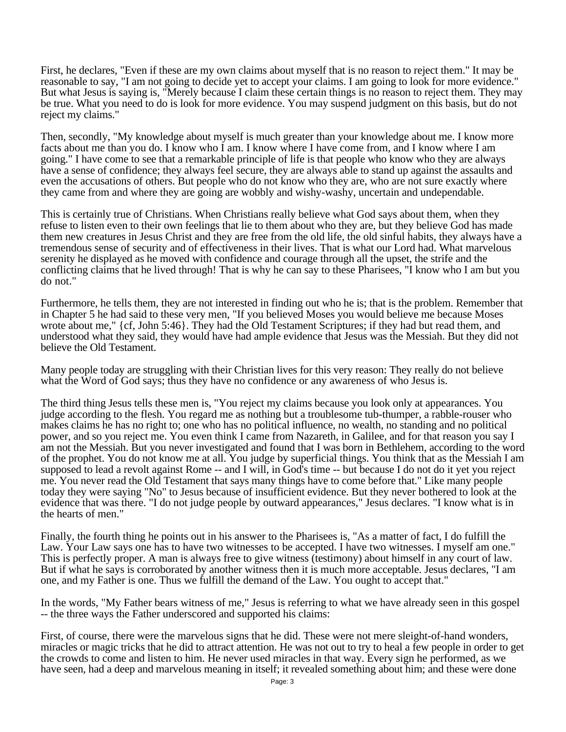First, he declares, "Even if these are my own claims about myself that is no reason to reject them." It may be reasonable to say, "I am not going to decide yet to accept your claims. I am going to look for more evidence." But what Jesus is saying is, "Merely because I claim these certain things is no reason to reject them. They may be true. What you need to do is look for more evidence. You may suspend judgment on this basis, but do not reject my claims."

Then, secondly, "My knowledge about myself is much greater than your knowledge about me. I know more facts about me than you do. I know who I am. I know where I have come from, and I know where I am going." I have come to see that a remarkable principle of life is that people who know who they are always have a sense of confidence; they always feel secure, they are always able to stand up against the assaults and even the accusations of others. But people who do not know who they are, who are not sure exactly where they came from and where they are going are wobbly and wishy-washy, uncertain and undependable.

This is certainly true of Christians. When Christians really believe what God says about them, when they refuse to listen even to their own feelings that lie to them about who they are, but they believe God has made them new creatures in Jesus Christ and they are free from the old life, the old sinful habits, they always have a tremendous sense of security and of effectiveness in their lives. That is what our Lord had. What marvelous serenity he displayed as he moved with confidence and courage through all the upset, the strife and the conflicting claims that he lived through! That is why he can say to these Pharisees, "I know who I am but you do not."

Furthermore, he tells them, they are not interested in finding out who he is; that is the problem. Remember that in Chapter 5 he had said to these very men, "If you believed Moses you would believe me because Moses wrote about me," {cf, John 5:46}. They had the Old Testament Scriptures; if they had but read them, and understood what they said, they would have had ample evidence that Jesus was the Messiah. But they did not believe the Old Testament.

Many people today are struggling with their Christian lives for this very reason: They really do not believe what the Word of God says; thus they have no confidence or any awareness of who Jesus is.

The third thing Jesus tells these men is, "You reject my claims because you look only at appearances. You judge according to the flesh. You regard me as nothing but a troublesome tub-thumper, a rabble-rouser who makes claims he has no right to; one who has no political influence, no wealth, no standing and no political power, and so you reject me. You even think I came from Nazareth, in Galilee, and for that reason you say I am not the Messiah. But you never investigated and found that I was born in Bethlehem, according to the word of the prophet. You do not know me at all. You judge by superficial things. You think that as the Messiah I am supposed to lead a revolt against Rome -- and I will, in God's time -- but because I do not do it yet you reject me. You never read the Old Testament that says many things have to come before that." Like many people today they were saying "No" to Jesus because of insufficient evidence. But they never bothered to look at the evidence that was there. "I do not judge people by outward appearances," Jesus declares. "I know what is in the hearts of men."

Finally, the fourth thing he points out in his answer to the Pharisees is, "As a matter of fact, I do fulfill the Law. Your Law says one has to have two witnesses to be accepted. I have two witnesses. I myself am one." This is perfectly proper. A man is always free to give witness (testimony) about himself in any court of law. But if what he says is corroborated by another witness then it is much more acceptable. Jesus declares, "I am one, and my Father is one. Thus we fulfill the demand of the Law. You ought to accept that."

In the words, "My Father bears witness of me," Jesus is referring to what we have already seen in this gospel -- the three ways the Father underscored and supported his claims:

First, of course, there were the marvelous signs that he did. These were not mere sleight-of-hand wonders, miracles or magic tricks that he did to attract attention. He was not out to try to heal a few people in order to get the crowds to come and listen to him. He never used miracles in that way. Every sign he performed, as we have seen, had a deep and marvelous meaning in itself; it revealed something about him; and these were done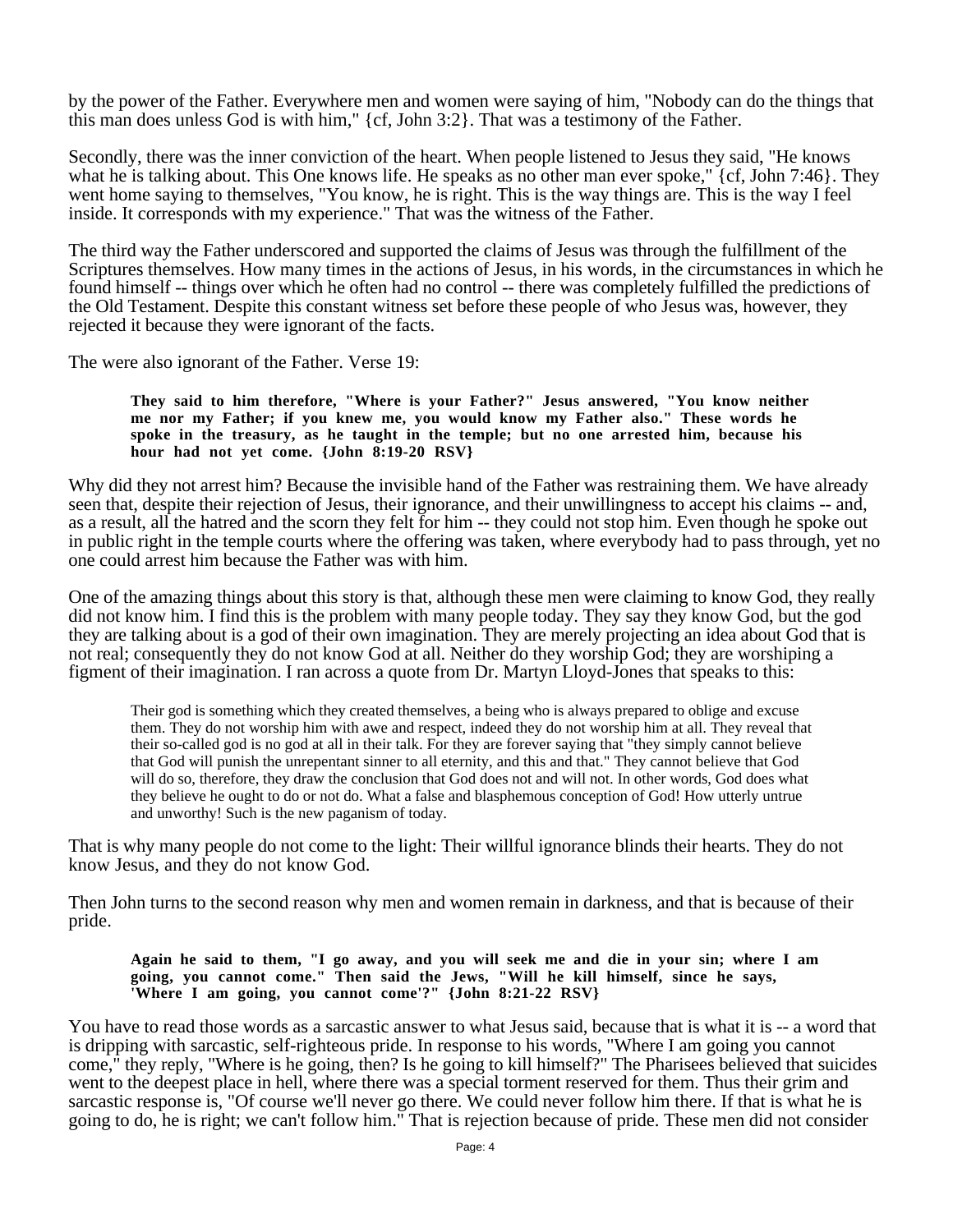by the power of the Father. Everywhere men and women were saying of him, "Nobody can do the things that this man does unless God is with him," {cf, John 3:2}. That was a testimony of the Father.

Secondly, there was the inner conviction of the heart. When people listened to Jesus they said, "He knows what he is talking about. This One knows life. He speaks as no other man ever spoke," {cf, John 7:46}. They went home saying to themselves, "You know, he is right. This is the way things are. This is the way I feel inside. It corresponds with my experience." That was the witness of the Father.

The third way the Father underscored and supported the claims of Jesus was through the fulfillment of the Scriptures themselves. How many times in the actions of Jesus, in his words, in the circumstances in which he found himself -- things over which he often had no control -- there was completely fulfilled the predictions of the Old Testament. Despite this constant witness set before these people of who Jesus was, however, they rejected it because they were ignorant of the facts.

The were also ignorant of the Father. Verse 19:

> **They said to him therefore, "Where is your Father?" Jesus answered, "You know neither me nor my Father; if you knew me, you would know my Father also." These words he spoke in the treasury, as he taught in the temple; but no one arrested him, because his hour had not yet come. {John 8:19-20 RSV}**

Why did they not arrest him? Because the invisible hand of the Father was restraining them. We have already seen that, despite their rejection of Jesus, their ignorance, and their unwillingness to accept his claims -- and, as a result, all the hatred and the scorn they felt for him -- they could not stop him. Even though he spoke out in public right in the temple courts where the offering was taken, where everybody had to pass through, yet no one could arrest him because the Father was with him.

One of the amazing things about this story is that, although these men were claiming to know God, they really did not know him. I find this is the problem with many people today. They say they know God, but the god they are talking about is a god of their own imagination. They are merely projecting an idea about God that is not real; consequently they do not know God at all. Neither do they worship God; they are worshiping a figment of their imagination. I ran across a quote from Dr. Martyn Lloyd-Jones that speaks to this:

> Their god is something which they created themselves, a being who is always prepared to oblige and excuse them. They do not worship him with awe and respect, indeed they do not worship him at all. They reveal that their so-called god is no god at all in their talk. For they are forever saying that "they simply cannot believe that God will punish the unrepentant sinner to all eternity, and this and that." They cannot believe that God will do so, therefore, they draw the conclusion that God does not and will not. In other words, God does what they believe he ought to do or not do. What a false and blasphemous conception of God! How utterly untrue and unworthy! Such is the new paganism of today.

That is why many people do not come to the light: Their willful ignorance blinds their hearts. They do not know Jesus, and they do not know God.

Then John turns to the second reason why men and women remain in darkness, and that is because of their pride.

> **Again he said to them, "I go away, and you will seek me and die in your sin; where I am going, you cannot come." Then said the Jews, "Will he kill himself, since he says, 'Where I am going, you cannot come'?" {John 8:21-22 RSV}**

You have to read those words as a sarcastic answer to what Jesus said, because that is what it is -- a word that is dripping with sarcastic, self-righteous pride. In response to his words, "Where I am going you cannot come," they reply, "Where is he going, then? Is he going to kill himself?" The Pharisees believed that suicides went to the deepest place in hell, where there was a special torment reserved for them. Thus their grim and sarcastic response is, "Of course we'll never go there. We could never follow him there. If that is what he is going to do, he is right; we can't follow him." That is rejection because of pride. These men did not consider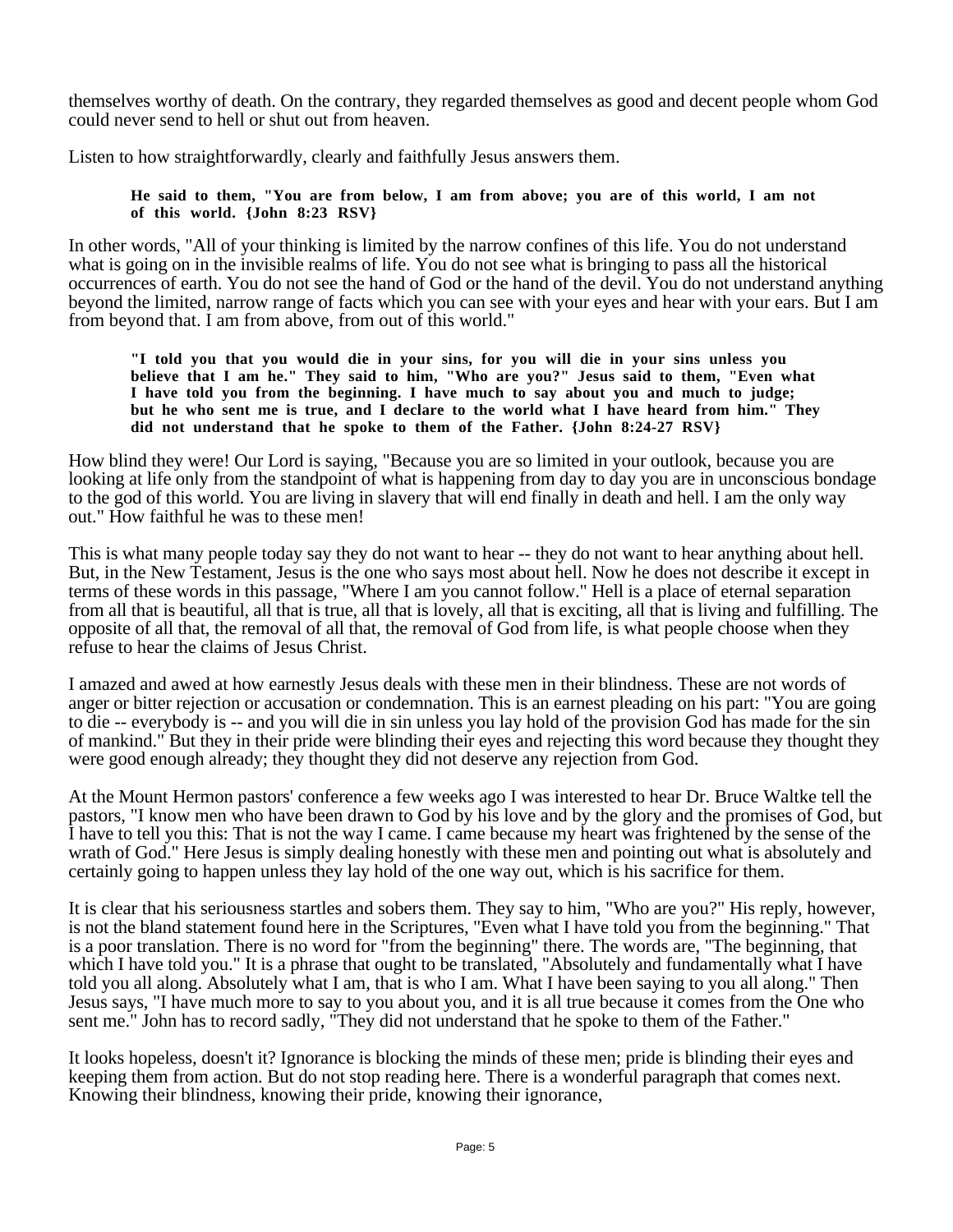themselves worthy of death. On the contrary, they regarded themselves as good and decent people whom God could never send to hell or shut out from heaven.

Listen to how straightforwardly, clearly and faithfully Jesus answers them.

> **He said to them, "You are from below, I am from above; you are of this world, I am not of this world. {John 8:23 RSV}**

In other words, "All of your thinking is limited by the narrow confines of this life. You do not understand what is going on in the invisible realms of life. You do not see what is bringing to pass all the historical occurrences of earth. You do not see the hand of God or the hand of the devil. You do not understand anything beyond the limited, narrow range of facts which you can see with your eyes and hear with your ears. But I am from beyond that. I am from above, from out of this world."

> **"I told you that you would die in your sins, for you will die in your sins unless you believe that I am he." They said to him, "Who are you?" Jesus said to them, "Even what I have told you from the beginning. I have much to say about you and much to judge; but he who sent me is true, and I declare to the world what I have heard from him." They did not understand that he spoke to them of the Father. {John 8:24-27 RSV}**

How blind they were! Our Lord is saying, "Because you are so limited in your outlook, because you are looking at life only from the standpoint of what is happening from day to day you are in unconscious bondage to the god of this world. You are living in slavery that will end finally in death and hell. I am the only way out." How faithful he was to these men!

This is what many people today say they do not want to hear -- they do not want to hear anything about hell. But, in the New Testament, Jesus is the one who says most about hell. Now he does not describe it except in terms of these words in this passage, "Where I am you cannot follow." Hell is a place of eternal separation from all that is beautiful, all that is true, all that is lovely, all that is exciting, all that is living and fulfilling. The opposite of all that, the removal of all that, the removal of God from life, is what people choose when they refuse to hear the claims of Jesus Christ.

I amazed and awed at how earnestly Jesus deals with these men in their blindness. These are not words of anger or bitter rejection or accusation or condemnation. This is an earnest pleading on his part: "You are going to die -- everybody is -- and you will die in sin unless you lay hold of the provision God has made for the sin of mankind." But they in their pride were blinding their eyes and rejecting this word because they thought they were good enough already; they thought they did not deserve any rejection from God.

At the Mount Hermon pastors' conference a few weeks ago I was interested to hear Dr. Bruce Waltke tell the pastors, "I know men who have been drawn to God by his love and by the glory and the promises of God, but I have to tell you this: That is not the way I came. I came because my heart was frightened by the sense of the wrath of God." Here Jesus is simply dealing honestly with these men and pointing out what is absolutely and certainly going to happen unless they lay hold of the one way out, which is his sacrifice for them.

It is clear that his seriousness startles and sobers them. They say to him, "Who are you?" His reply, however, is not the bland statement found here in the Scriptures, "Even what I have told you from the beginning." That is a poor translation. There is no word for "from the beginning" there. The words are, "The beginning, that which I have told you." It is a phrase that ought to be translated, "Absolutely and fundamentally what I have told you all along. Absolutely what I am, that is who I am. What I have been saying to you all along." Then Jesus says, "I have much more to say to you about you, and it is all true because it comes from the One who sent me." John has to record sadly, "They did not understand that he spoke to them of the Father."

It looks hopeless, doesn't it? Ignorance is blocking the minds of these men; pride is blinding their eyes and keeping them from action. But do not stop reading here. There is a wonderful paragraph that comes next. Knowing their blindness, knowing their pride, knowing their ignorance,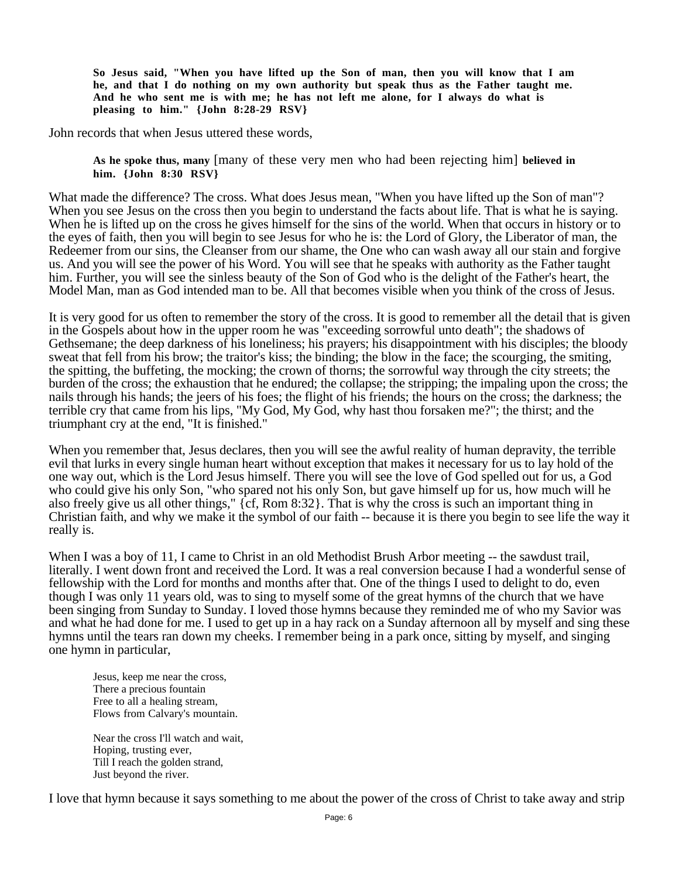> **So Jesus said, "When you have lifted up the Son of man, then you will know that I am he, and that I do nothing on my own authority but speak thus as the Father taught me. And he who sent me is with me; he has not left me alone, for I always do what is pleasing to him." {John 8:28-29 RSV}**

John records that when Jesus uttered these words,

> **As he spoke thus, many** [many of these very men who had been rejecting him] **believed in him. {John 8:30 RSV}**

What made the difference? The cross. What does Jesus mean, "When you have lifted up the Son of man"? When you see Jesus on the cross then you begin to understand the facts about life. That is what he is saying. When he is lifted up on the cross he gives himself for the sins of the world. When that occurs in history or to the eyes of faith, then you will begin to see Jesus for who he is: the Lord of Glory, the Liberator of man, the Redeemer from our sins, the Cleanser from our shame, the One who can wash away all our stain and forgive us. And you will see the power of his Word. You will see that he speaks with authority as the Father taught him. Further, you will see the sinless beauty of the Son of God who is the delight of the Father's heart, the Model Man, man as God intended man to be. All that becomes visible when you think of the cross of Jesus.

It is very good for us often to remember the story of the cross. It is good to remember all the detail that is given in the Gospels about how in the upper room he was "exceeding sorrowful unto death"; the shadows of Gethsemane; the deep darkness of his loneliness; his prayers; his disappointment with his disciples; the bloody sweat that fell from his brow; the traitor's kiss; the binding; the blow in the face; the scourging, the smiting, the spitting, the buffeting, the mocking; the crown of thorns; the sorrowful way through the city streets; the burden of the cross; the exhaustion that he endured; the collapse; the stripping; the impaling upon the cross; the nails through his hands; the jeers of his foes; the flight of his friends; the hours on the cross; the darkness; the terrible cry that came from his lips, "My God, My God, why hast thou forsaken me?"; the thirst; and the triumphant cry at the end, "It is finished."

When you remember that, Jesus declares, then you will see the awful reality of human depravity, the terrible evil that lurks in every single human heart without exception that makes it necessary for us to lay hold of the one way out, which is the Lord Jesus himself. There you will see the love of God spelled out for us, a God who could give his only Son, "who spared not his only Son, but gave himself up for us, how much will he also freely give us all other things," {cf, Rom 8:32}. That is why the cross is such an important thing in Christian faith, and why we make it the symbol of our faith -- because it is there you begin to see life the way it really is.

When I was a boy of 11, I came to Christ in an old Methodist Brush Arbor meeting -- the sawdust trail, literally. I went down front and received the Lord. It was a real conversion because I had a wonderful sense of fellowship with the Lord for months and months after that. One of the things I used to delight to do, even though I was only 11 years old, was to sing to myself some of the great hymns of the church that we have been singing from Sunday to Sunday. I loved those hymns because they reminded me of who my Savior was and what he had done for me. I used to get up in a hay rack on a Sunday afternoon all by myself and sing these hymns until the tears ran down my cheeks. I remember being in a park once, sitting by myself, and singing one hymn in particular,

> Jesus, keep me near the cross,
> There a precious fountain
> Free to all a healing stream,
> Flows from Calvary's mountain.
>
> Near the cross I'll watch and wait,
> Hoping, trusting ever,
> Till I reach the golden strand,
> Just beyond the river.

I love that hymn because it says something to me about the power of the cross of Christ to take away and strip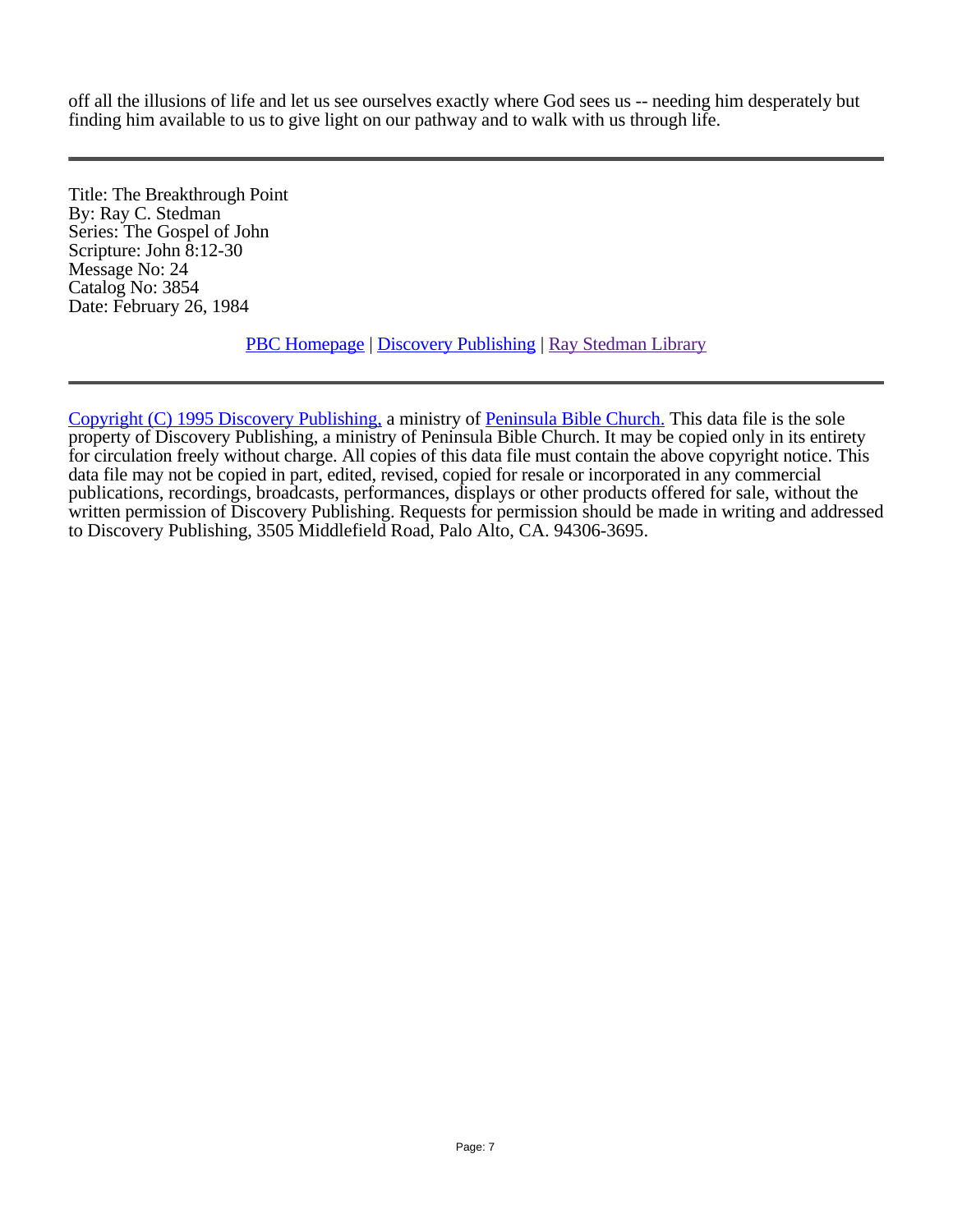off all the illusions of life and let us see ourselves exactly where God sees us -- needing him desperately but finding him available to us to give light on our pathway and to walk with us through life.

---

Title: The Breakthrough Point
By: Ray C. Stedman
Series: The Gospel of John
Scripture: John 8:12-30
Message No: 24
Catalog No: 3854
Date: February 26, 1984

PBC Homepage | Discovery Publishing | Ray Stedman Library

---

Copyright (C) 1995 Discovery Publishing, a ministry of Peninsula Bible Church. This data file is the sole property of Discovery Publishing, a ministry of Peninsula Bible Church. It may be copied only in its entirety for circulation freely without charge. All copies of this data file must contain the above copyright notice. This data file may not be copied in part, edited, revised, copied for resale or incorporated in any commercial publications, recordings, broadcasts, performances, displays or other products offered for sale, without the written permission of Discovery Publishing. Requests for permission should be made in writing and addressed to Discovery Publishing, 3505 Middlefield Road, Palo Alto, CA. 94306-3695.